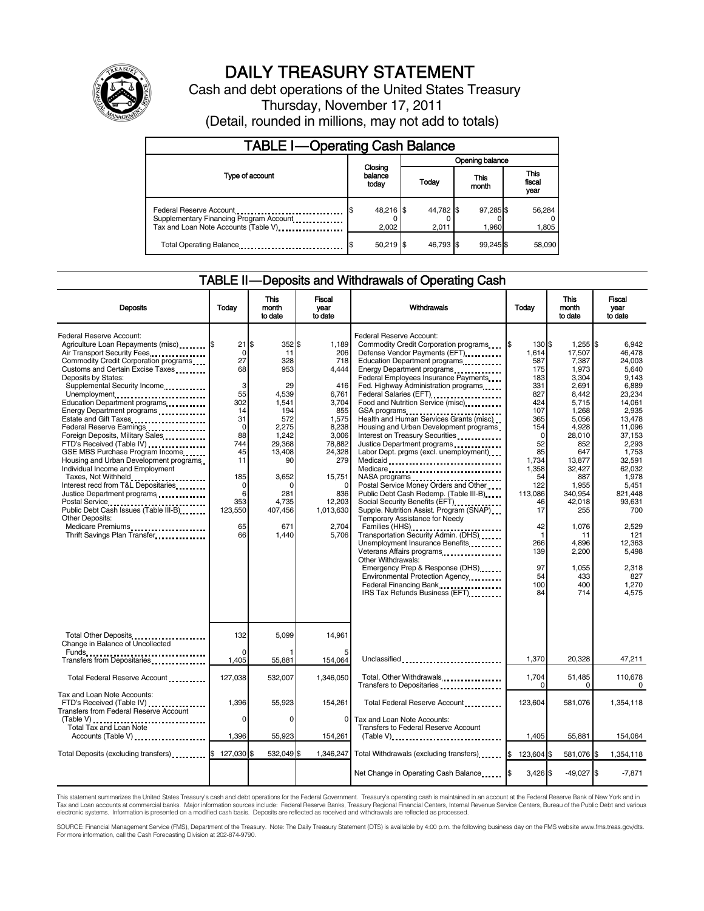# DAILY TREASURY STATEMENT

Cash and debt operations of the United States Treasury

Thursday, November 17, 2011

(Detail, rounded in millions, may not add to totals)

## TABLE I—Operating Cash Balance

| Type of account | Closing balance today | Opening balance Today | Opening balance This month | Opening balance This fiscal year |
|---|---|---|---|---|
| Federal Reserve Account | $ 48,216 | $ 44,782 | $ 97,285 | $ 56,284 |
| Supplementary Financing Program Account | 0 | 0 | 0 | 0 |
| Tax and Loan Note Accounts (Table V) | 2,002 | 2,011 | 1,960 | 1,805 |
| Total Operating Balance | $ 50,219 | $ 46,793 | $ 99,245 | $ 58,090 |

## TABLE II—Deposits and Withdrawals of Operating Cash

| Deposits | Today | This month to date | Fiscal year to date |
|---|---|---|---|
| Federal Reserve Account: | | | |
| Agriculture Loan Repayments (misc) | $ 21 | $ 352 | $ 1,189 |
| Air Transport Security Fees | 0 | 11 | 206 |
| Commodity Credit Corporation programs | 27 | 328 | 718 |
| Customs and Certain Excise Taxes | 68 | 953 | 4,444 |
| Deposits by States: | | | |
| Supplemental Security Income | 3 | 29 | 416 |
| Unemployment | 55 | 4,539 | 6,761 |
| Education Department programs | 302 | 1,541 | 3,704 |
| Energy Department programs | 14 | 194 | 855 |
| Estate and Gift Taxes | 31 | 572 | 1,575 |
| Federal Reserve Earnings | 0 | 2,275 | 8,238 |
| Foreign Deposits, Military Sales | 88 | 1,242 | 3,006 |
| FTD's Received (Table IV) | 744 | 29,368 | 78,882 |
| GSE MBS Purchase Program Income | 45 | 13,408 | 24,328 |
| Housing and Urban Development programs | 11 | 90 | 279 |
| Individual Income and Employment Taxes, Not Withheld | 185 | 3,652 | 15,751 |
| Interest recd from T&L Depositaries | 0 | 0 | 0 |
| Justice Department programs | 6 | 281 | 836 |
| Postal Service | 353 | 4,735 | 12,203 |
| Public Debt Cash Issues (Table III-B) | 123,550 | 407,456 | 1,013,630 |
| Other Deposits: | | | |
| Medicare Premiums | 65 | 671 | 2,704 |
| Thrift Savings Plan Transfer | 66 | 1,440 | 5,706 |
| Total Other Deposits | 132 | 5,099 | 14,961 |
| Change in Balance of Uncollected Funds | 0 | 1 | 5 |
| Transfers from Depositaries | 1,405 | 55,881 | 154,064 |
| Total Federal Reserve Account | 127,038 | 532,007 | 1,346,050 |
| Tax and Loan Note Accounts: | | | |
| FTD's Received (Table IV) | 1,396 | 55,923 | 154,261 |
| Transfers from Federal Reserve Account (Table V) | 0 | 0 | 0 |
| Total Tax and Loan Note Accounts (Table V) | 1,396 | 55,923 | 154,261 |
| Total Deposits (excluding transfers) | $ 127,030 | $ 532,049 | $ 1,346,247 |

| Withdrawals | Today | This month to date | Fiscal year to date |
|---|---|---|---|
| Federal Reserve Account: | | | |
| Commodity Credit Corporation programs | $ 130 | $ 1,255 | $ 6,942 |
| Defense Vendor Payments (EFT) | 1,614 | 17,507 | 46,478 |
| Education Department programs | 587 | 7,387 | 24,003 |
| Energy Department programs | 175 | 1,973 | 5,640 |
| Federal Employees Insurance Payments | 183 | 3,304 | 9,143 |
| Fed. Highway Administration programs | 331 | 2,691 | 6,889 |
| Federal Salaries (EFT) | 827 | 8,442 | 23,234 |
| Food and Nutrition Service (misc) | 424 | 5,715 | 14,061 |
| GSA programs | 107 | 1,268 | 2,935 |
| Health and Human Services Grants (misc) | 365 | 5,056 | 13,478 |
| Housing and Urban Development programs | 154 | 4,928 | 11,096 |
| Interest on Treasury Securities | 0 | 28,010 | 37,153 |
| Justice Department programs | 52 | 852 | 2,293 |
| Labor Dept. prgms (excl. unemployment) | 85 | 647 | 1,753 |
| Medicaid | 1,734 | 13,877 | 32,591 |
| Medicare | 1,358 | 32,427 | 62,032 |
| NASA programs | 54 | 887 | 1,978 |
| Postal Service Money Orders and Other | 122 | 1,955 | 5,451 |
| Public Debt Cash Redemp. (Table III-B) | 113,086 | 340,954 | 821,448 |
| Social Security Benefits (EFT) | 46 | 42,018 | 93,631 |
| Supple. Nutrition Assist. Program (SNAP) | 17 | 255 | 700 |
| Temporary Assistance for Needy Families (HHS) | 42 | 1,076 | 2,529 |
| Transportation Security Admin. (DHS) | 1 | 11 | 121 |
| Unemployment Insurance Benefits | 266 | 4,896 | 12,363 |
| Veterans Affairs programs | 139 | 2,200 | 5,498 |
| Other Withdrawals: | | | |
| Emergency Prep & Response (DHS) | 97 | 1,055 | 2,318 |
| Environmental Protection Agency | 54 | 433 | 827 |
| Federal Financing Bank | 100 | 400 | 1,270 |
| IRS Tax Refunds Business (EFT) | 84 | 714 | 4,575 |
| Unclassified | 1,370 | 20,328 | 47,211 |
| Total, Other Withdrawals | 1,704 | 51,485 | 110,678 |
| Transfers to Depositaries | 0 | 0 | 0 |
| Total Federal Reserve Account | 123,604 | 581,076 | 1,354,118 |
| Tax and Loan Note Accounts: | | | |
| Transfers to Federal Reserve Account (Table V) | 1,405 | 55,881 | 154,064 |
| Total Withdrawals (excluding transfers) | $ 123,604 | $ 581,076 | $ 1,354,118 |
| Net Change in Operating Cash Balance | $ 3,426 | $ -49,027 | $ -7,871 |

This statement summarizes the United States Treasury's cash and debt operations for the Federal Government. Treasury's operating cash is maintained in an account at the Federal Reserve Bank of New York and in Tax and Loan accounts at commercial banks. Major information sources include: Federal Reserve Banks, Treasury Regional Financial Centers, Internal Revenue Service Centers, Bureau of the Public Debt and various electronic systems. Information is presented on a modified cash basis. Deposits are reflected as received and withdrawals are reflected as processed.

SOURCE: Financial Management Service (FMS), Department of the Treasury. Note: The Daily Treasury Statement (DTS) is available by 4:00 p.m. the following business day on the FMS website www.fms.treas.gov/dts. For more information, call the Cash Forecasting Division at 202-874-9790.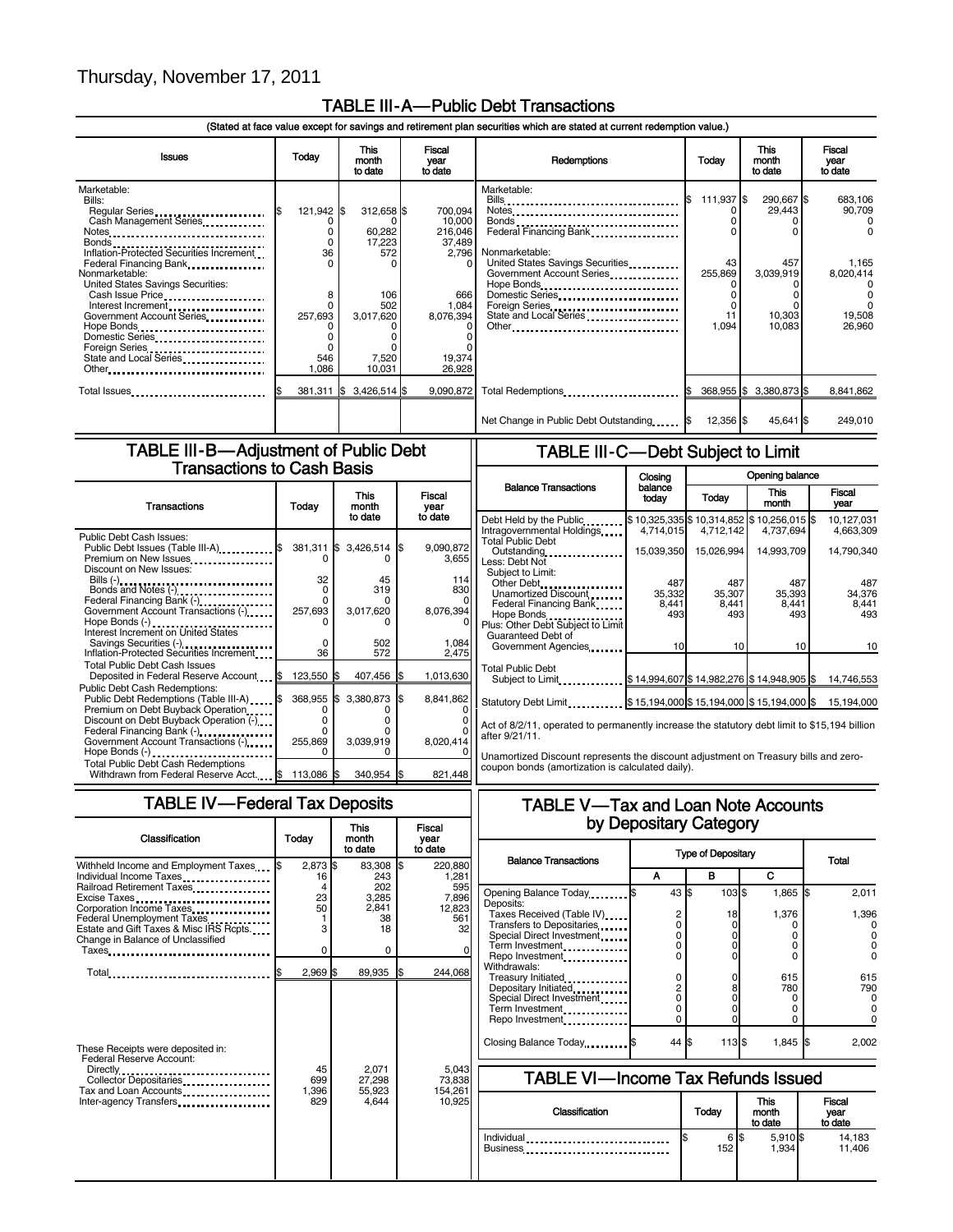Thursday, November 17, 2011

## TABLE III-A—Public Debt Transactions

(Stated at face value except for savings and retirement plan securities which are stated at current redemption value.)

| Issues | Today | This month to date | Fiscal year to date |
|---|---|---|---|
| Marketable: | | | |
| Bills: | | | |
| Regular Series | $ 121,942 | $ 312,658 | $ 700,094 |
| Cash Management Series | 0 | 0 | 10,000 |
| Notes | 0 | 60,282 | 216,046 |
| Bonds | 0 | 17,223 | 37,489 |
| Inflation-Protected Securities Increment | 36 | 572 | 2,796 |
| Federal Financing Bank | 0 | 0 | 0 |
| Nonmarketable: | | | |
| United States Savings Securities: | | | |
| Cash Issue Price | 8 | 106 | 666 |
| Interest Increment | 0 | 502 | 1,084 |
| Government Account Series | 257,693 | 3,017,620 | 8,076,394 |
| Hope Bonds | 0 | 0 | 0 |
| Domestic Series | 0 | 0 | 0 |
| Foreign Series | 0 | 0 | 0 |
| State and Local Series | 546 | 7,520 | 19,374 |
| Other | 1,086 | 10,031 | 26,928 |
| Total Issues | $ 381,311 | $ 3,426,514 | $ 9,090,872 |

| Redemptions | Today | This month to date | Fiscal year to date |
|---|---|---|---|
| Marketable: | | | |
| Bills | $ 111,937 | $ 290,667 | $ 683,106 |
| Notes | 0 | 29,443 | 90,709 |
| Bonds | 0 | 0 | 0 |
| Federal Financing Bank | 0 | 0 | 0 |
| Nonmarketable: | | | |
| United States Savings Securities | 43 | 457 | 1,165 |
| Government Account Series | 255,869 | 3,039,919 | 8,020,414 |
| Hope Bonds | 0 | 0 | 0 |
| Domestic Series | 0 | 0 | 0 |
| Foreign Series | 0 | 0 | 0 |
| State and Local Series | 11 | 10,303 | 19,508 |
| Other | 1,094 | 10,083 | 26,960 |
| Total Redemptions | $ 368,955 | $ 3,380,873 | $ 8,841,862 |
| Net Change in Public Debt Outstanding | $ 12,356 | $ 45,641 | $ 249,010 |

## TABLE III-B—Adjustment of Public Debt Transactions to Cash Basis

| Transactions | Today | This month to date | Fiscal year to date |
|---|---|---|---|
| Public Debt Cash Issues: | | | |
| Public Debt Issues (Table III-A) | $ 381,311 | $ 3,426,514 | $ 9,090,872 |
| Premium on New Issues | 0 | 0 | 3,655 |
| Discount on New Issues: | | | |
| Bills (-) | 32 | 45 | 114 |
| Bonds and Notes (-) | 0 | 319 | 830 |
| Federal Financing Bank (-) | 0 | 0 | 0 |
| Government Account Transactions (-) | 257,693 | 3,017,620 | 8,076,394 |
| Hope Bonds (-) | 0 | 0 | 0 |
| Interest Increment on United States Savings Securities (-) | 0 | 502 | 1,084 |
| Inflation-Protected Securities Increment | 36 | 572 | 2,475 |
| Total Public Debt Cash Issues Deposited in Federal Reserve Account | $ 123,550 | $ 407,456 | $ 1,013,630 |
| Public Debt Cash Redemptions: | | | |
| Public Debt Redemptions (Table III-A) | $ 368,955 | $ 3,380,873 | $ 8,841,862 |
| Premium on Debt Buyback Operation | 0 | 0 | 0 |
| Discount on Debt Buyback Operation (-) | 0 | 0 | 0 |
| Federal Financing Bank (-) | 0 | 0 | 0 |
| Government Account Transactions (-) | 255,869 | 3,039,919 | 8,020,414 |
| Hope Bonds (-) | 0 | 0 | 0 |
| Total Public Debt Cash Redemptions Withdrawn from Federal Reserve Acct. | $ 113,086 | $ 340,954 | $ 821,448 |

## TABLE III-C—Debt Subject to Limit

| Balance Transactions | Closing balance today | Opening balance | | |
|---|---|---|---|---|
| | | Today | This month | Fiscal year |
| Debt Held by the Public | $ 10,325,335 | $ 10,314,852 | $ 10,256,015 | $ 10,127,031 |
| Intragovernmental Holdings | 4,714,015 | 4,712,142 | 4,737,694 | 4,663,309 |
| Total Public Debt Outstanding | 15,039,350 | 15,026,994 | 14,993,709 | 14,790,340 |
| Less: Debt Not Subject to Limit: | | | | |
| Other Debt | 487 | 487 | 487 | 487 |
| Unamortized Discount | 35,332 | 35,307 | 35,393 | 34,376 |
| Federal Financing Bank | 8,441 | 8,441 | 8,441 | 8,441 |
| Hope Bonds | 493 | 493 | 493 | 493 |
| Plus: Other Debt Subject to Limit | | | | |
| Guaranteed Debt of Government Agencies | 10 | 10 | 10 | 10 |
| Total Public Debt Subject to Limit | $ 14,994,607 | $ 14,982,276 | $ 14,948,905 | $ 14,746,553 |
| Statutory Debt Limit | $ 15,194,000 | $ 15,194,000 | $ 15,194,000 | $ 15,194,000 |

Act of 8/2/11, operated to permanently increase the statutory debt limit to $15,194 billion after 9/21/11.

Unamortized Discount represents the discount adjustment on Treasury bills and zero-coupon bonds (amortization is calculated daily).

## TABLE IV—Federal Tax Deposits

| Classification | Today | This month to date | Fiscal year to date |
|---|---|---|---|
| Withheld Income and Employment Taxes | $ 2,873 | $ 83,308 | $ 220,880 |
| Individual Income Taxes | 16 | 243 | 1,281 |
| Railroad Retirement Taxes | 4 | 202 | 595 |
| Excise Taxes | 23 | 3,285 | 7,896 |
| Corporation Income Taxes | 50 | 2,841 | 12,823 |
| Federal Unemployment Taxes | 1 | 38 | 561 |
| Estate and Gift Taxes & Misc IRS Rcpts. | 3 | 18 | 32 |
| Change in Balance of Unclassified Taxes | 0 | 0 | 0 |
| Total | $ 2,969 | $ 89,935 | $ 244,068 |
| These Receipts were deposited in: | | | |
| Federal Reserve Account: | | | |
| Directly | 45 | 2,071 | 5,043 |
| Collector Depositaries | 699 | 27,298 | 73,838 |
| Tax and Loan Accounts | 1,396 | 55,923 | 154,261 |
| Inter-agency Transfers | 829 | 4,644 | 10,925 |

## TABLE V—Tax and Loan Note Accounts by Depositary Category

| Balance Transactions | Type of Depositary | | | Total |
|---|---|---|---|---|
| | A | B | C | |
| Opening Balance Today | $ 43 | $ 103 | $ 1,865 | $ 2,011 |
| Deposits: | | | | |
| Taxes Received (Table IV) | 2 | 18 | 1,376 | 1,396 |
| Transfers to Depositaries | 0 | 0 | 0 | 0 |
| Special Direct Investment | 0 | 0 | 0 | 0 |
| Term Investment | 0 | 0 | 0 | 0 |
| Repo Investment | 0 | 0 | 0 | 0 |
| Withdrawals: | | | | |
| Treasury Initiated | 0 | 0 | 615 | 615 |
| Depositary Initiated | 2 | 8 | 780 | 790 |
| Special Direct Investment | 0 | 0 | 0 | 0 |
| Term Investment | 0 | 0 | 0 | 0 |
| Repo Investment | 0 | 0 | 0 | 0 |
| Closing Balance Today | $ 44 | $ 113 | $ 1,845 | $ 2,002 |

## TABLE VI—Income Tax Refunds Issued

| Classification | Today | This month to date | Fiscal year to date |
|---|---|---|---|
| Individual | $ 6 | $ 5,910 | $ 14,183 |
| Business | 152 | 1,934 | 11,406 |